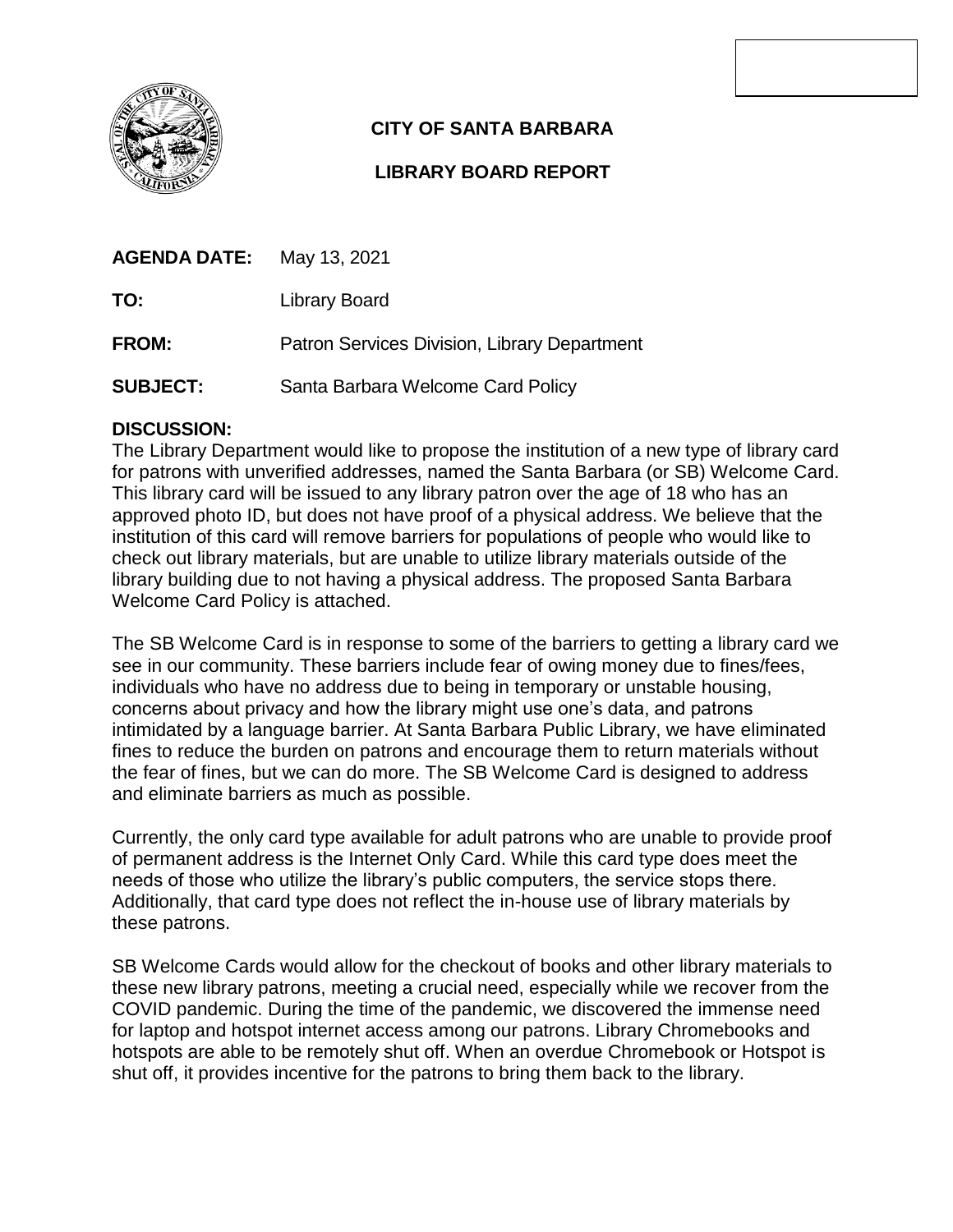**CITY OF SANTA BARBARA**

**LIBRARY BOARD REPORT**

**AGENDA DATE:** May 13, 2021

**TO:** Library Board

**FROM:** Patron Services Division, Library Department

**SUBJECT:** Santa Barbara Welcome Card Policy

**DISCUSSION:**

The Library Department would like to propose the institution of a new type of library card for patrons with unverified addresses, named the Santa Barbara (or SB) Welcome Card. This library card will be issued to any library patron over the age of 18 who has an approved photo ID, but does not have proof of a physical address. We believe that the institution of this card will remove barriers for populations of people who would like to check out library materials, but are unable to utilize library materials outside of the library building due to not having a physical address. The proposed Santa Barbara Welcome Card Policy is attached.

The SB Welcome Card is in response to some of the barriers to getting a library card we see in our community. These barriers include fear of owing money due to fines/fees, individuals who have no address due to being in temporary or unstable housing, concerns about privacy and how the library might use one's data, and patrons intimidated by a language barrier. At Santa Barbara Public Library, we have eliminated fines to reduce the burden on patrons and encourage them to return materials without the fear of fines, but we can do more. The SB Welcome Card is designed to address and eliminate barriers as much as possible.

Currently, the only card type available for adult patrons who are unable to provide proof of permanent address is the Internet Only Card. While this card type does meet the needs of those who utilize the library's public computers, the service stops there. Additionally, that card type does not reflect the in-house use of library materials by these patrons.

SB Welcome Cards would allow for the checkout of books and other library materials to these new library patrons, meeting a crucial need, especially while we recover from the COVID pandemic. During the time of the pandemic, we discovered the immense need for laptop and hotspot internet access among our patrons. Library Chromebooks and hotspots are able to be remotely shut off. When an overdue Chromebook or Hotspot is shut off, it provides incentive for the patrons to bring them back to the library.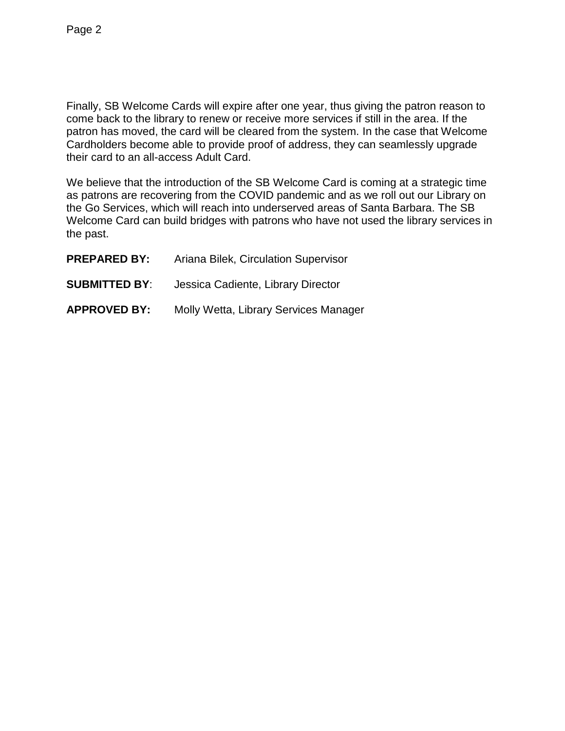Finally, SB Welcome Cards will expire after one year, thus giving the patron reason to come back to the library to renew or receive more services if still in the area. If the patron has moved, the card will be cleared from the system. In the case that Welcome Cardholders become able to provide proof of address, they can seamlessly upgrade their card to an all-access Adult Card.

We believe that the introduction of the SB Welcome Card is coming at a strategic time as patrons are recovering from the COVID pandemic and as we roll out our Library on the Go Services, which will reach into underserved areas of Santa Barbara. The SB Welcome Card can build bridges with patrons who have not used the library services in the past.

**PREPARED BY:** Ariana Bilek, Circulation Supervisor

**SUBMITTED BY**: Jessica Cadiente, Library Director

**APPROVED BY:** Molly Wetta, Library Services Manager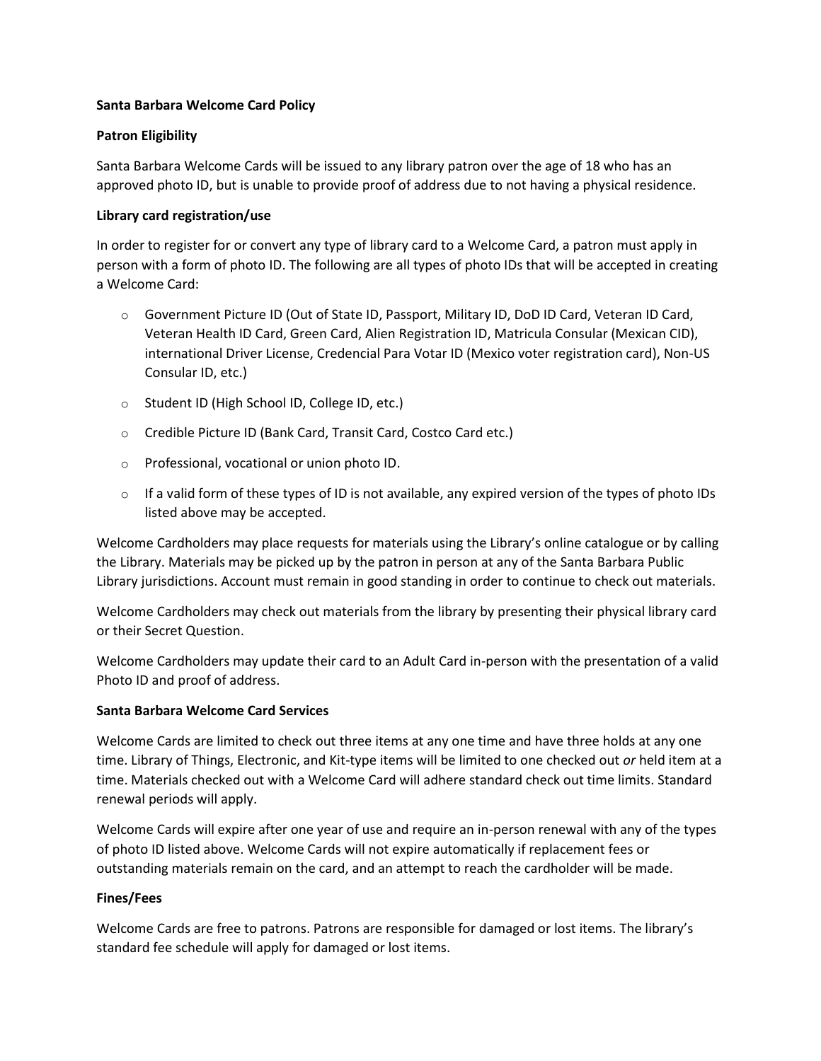**Santa Barbara Welcome Card Policy**

**Patron Eligibility**

Santa Barbara Welcome Cards will be issued to any library patron over the age of 18 who has an approved photo ID, but is unable to provide proof of address due to not having a physical residence.

**Library card registration/use**

In order to register for or convert any type of library card to a Welcome Card, a patron must apply in person with a form of photo ID. The following are all types of photo IDs that will be accepted in creating a Welcome Card:

- Government Picture ID (Out of State ID, Passport, Military ID, DoD ID Card, Veteran ID Card, Veteran Health ID Card, Green Card, Alien Registration ID, Matricula Consular (Mexican CID), international Driver License, Credencial Para Votar ID (Mexico voter registration card), Non-US Consular ID, etc.)
- Student ID (High School ID, College ID, etc.)
- Credible Picture ID (Bank Card, Transit Card, Costco Card etc.)
- Professional, vocational or union photo ID.
- If a valid form of these types of ID is not available, any expired version of the types of photo IDs listed above may be accepted.

Welcome Cardholders may place requests for materials using the Library's online catalogue or by calling the Library. Materials may be picked up by the patron in person at any of the Santa Barbara Public Library jurisdictions. Account must remain in good standing in order to continue to check out materials.

Welcome Cardholders may check out materials from the library by presenting their physical library card or their Secret Question.

Welcome Cardholders may update their card to an Adult Card in-person with the presentation of a valid Photo ID and proof of address.

**Santa Barbara Welcome Card Services**

Welcome Cards are limited to check out three items at any one time and have three holds at any one time. Library of Things, Electronic, and Kit-type items will be limited to one checked out *or* held item at a time. Materials checked out with a Welcome Card will adhere standard check out time limits. Standard renewal periods will apply.

Welcome Cards will expire after one year of use and require an in-person renewal with any of the types of photo ID listed above. Welcome Cards will not expire automatically if replacement fees or outstanding materials remain on the card, and an attempt to reach the cardholder will be made.

**Fines/Fees**

Welcome Cards are free to patrons. Patrons are responsible for damaged or lost items. The library's standard fee schedule will apply for damaged or lost items.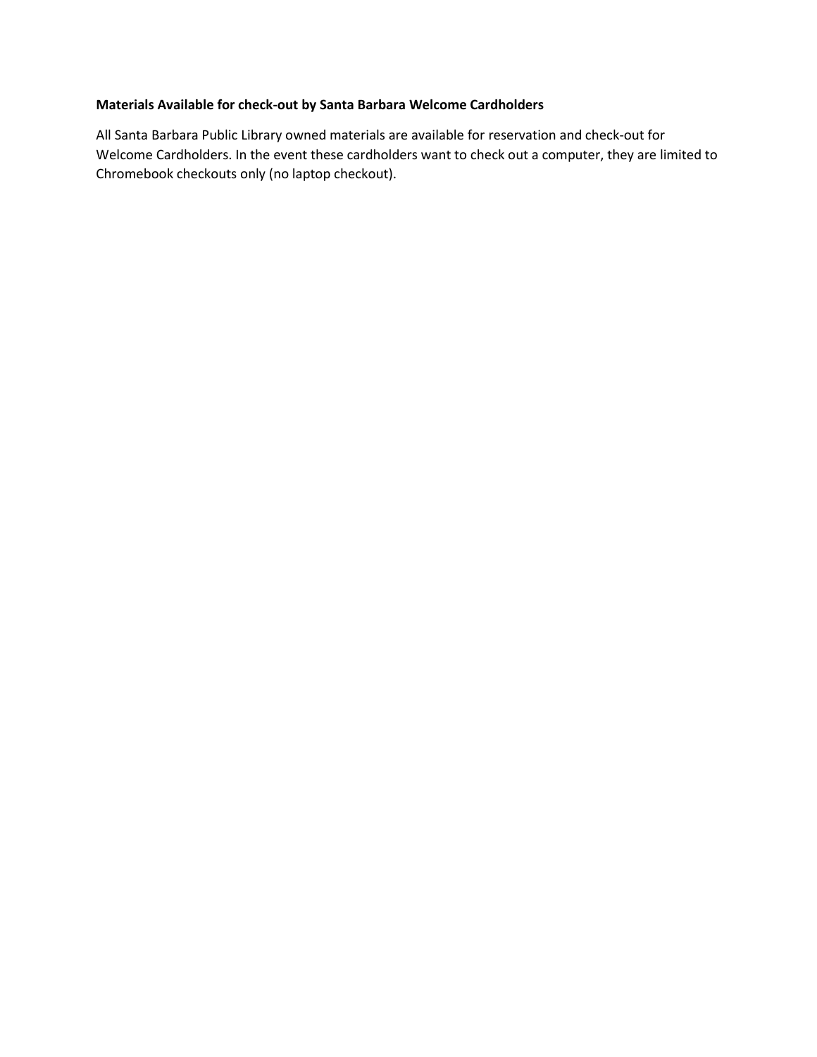**Materials Available for check-out by Santa Barbara Welcome Cardholders**

All Santa Barbara Public Library owned materials are available for reservation and check-out for Welcome Cardholders. In the event these cardholders want to check out a computer, they are limited to Chromebook checkouts only (no laptop checkout).